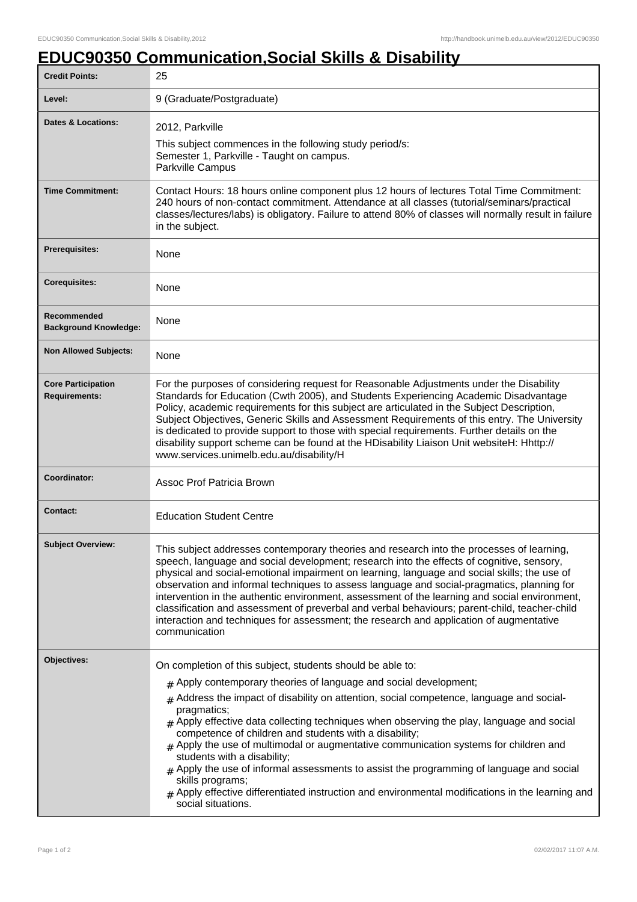# EDUC90350 Communication,Social Skills & Disability

| | |
|---|---|
| **Credit Points:** | 25 |
| **Level:** | 9 (Graduate/Postgraduate) |
| **Dates & Locations:** | 2012, Parkville<br><br>This subject commences in the following study period/s:<br>Semester 1, Parkville - Taught on campus.<br>Parkville Campus |
| **Time Commitment:** | Contact Hours: 18 hours online component plus 12 hours of lectures Total Time Commitment: 240 hours of non-contact commitment. Attendance at all classes (tutorial/seminars/practical classes/lectures/labs) is obligatory. Failure to attend 80% of classes will normally result in failure in the subject. |
| **Prerequisites:** | None |
| **Corequisites:** | None |
| **Recommended Background Knowledge:** | None |
| **Non Allowed Subjects:** | None |
| **Core Participation Requirements:** | For the purposes of considering request for Reasonable Adjustments under the Disability Standards for Education (Cwth 2005), and Students Experiencing Academic Disadvantage Policy, academic requirements for this subject are articulated in the Subject Description, Subject Objectives, Generic Skills and Assessment Requirements of this entry. The University is dedicated to provide support to those with special requirements. Further details on the disability support scheme can be found at the HDisability Liaison Unit websiteH: Hhttp://www.services.unimelb.edu.au/disability/H |
| **Coordinator:** | Assoc Prof Patricia Brown |
| **Contact:** | Education Student Centre |
| **Subject Overview:** | This subject addresses contemporary theories and research into the processes of learning, speech, language and social development; research into the effects of cognitive, sensory, physical and social-emotional impairment on learning, language and social skills; the use of observation and informal techniques to assess language and social-pragmatics, planning for intervention in the authentic environment, assessment of the learning and social environment, classification and assessment of preverbal and verbal behaviours; parent-child, teacher-child interaction and techniques for assessment; the research and application of augmentative communication |
| **Objectives:** | On completion of this subject, students should be able to:<br># Apply contemporary theories of language and social development;<br># Address the impact of disability on attention, social competence, language and social-pragmatics;<br># Apply effective data collecting techniques when observing the play, language and social competence of children and students with a disability;<br># Apply the use of multimodal or augmentative communication systems for children and students with a disability;<br># Apply the use of informal assessments to assist the programming of language and social skills programs;<br># Apply effective differentiated instruction and environmental modifications in the learning and social situations. |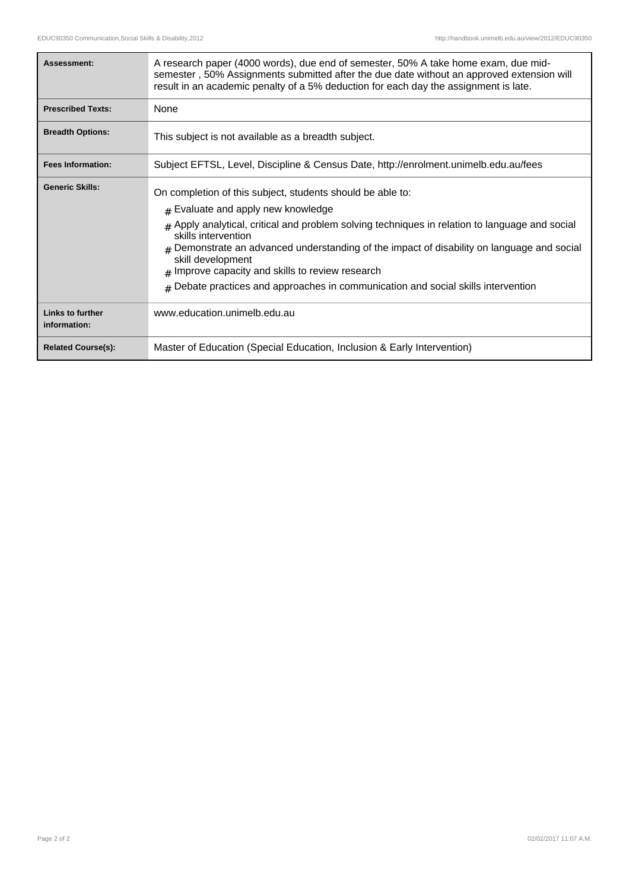| | |
|---|---|
| **Assessment:** | A research paper (4000 words), due end of semester, 50% A take home exam, due mid-semester , 50% Assignments submitted after the due date without an approved extension will result in an academic penalty of a 5% deduction for each day the assignment is late. |
| **Prescribed Texts:** | None |
| **Breadth Options:** | This subject is not available as a breadth subject. |
| **Fees Information:** | Subject EFTSL, Level, Discipline & Census Date, http://enrolment.unimelb.edu.au/fees |
| **Generic Skills:** | On completion of this subject, students should be able to: # Evaluate and apply new knowledge # Apply analytical, critical and problem solving techniques in relation to language and social skills intervention # Demonstrate an advanced understanding of the impact of disability on language and social skill development # Improve capacity and skills to review research # Debate practices and approaches in communication and social skills intervention |
| **Links to further information:** | www.education.unimelb.edu.au |
| **Related Course(s):** | Master of Education (Special Education, Inclusion & Early Intervention) |